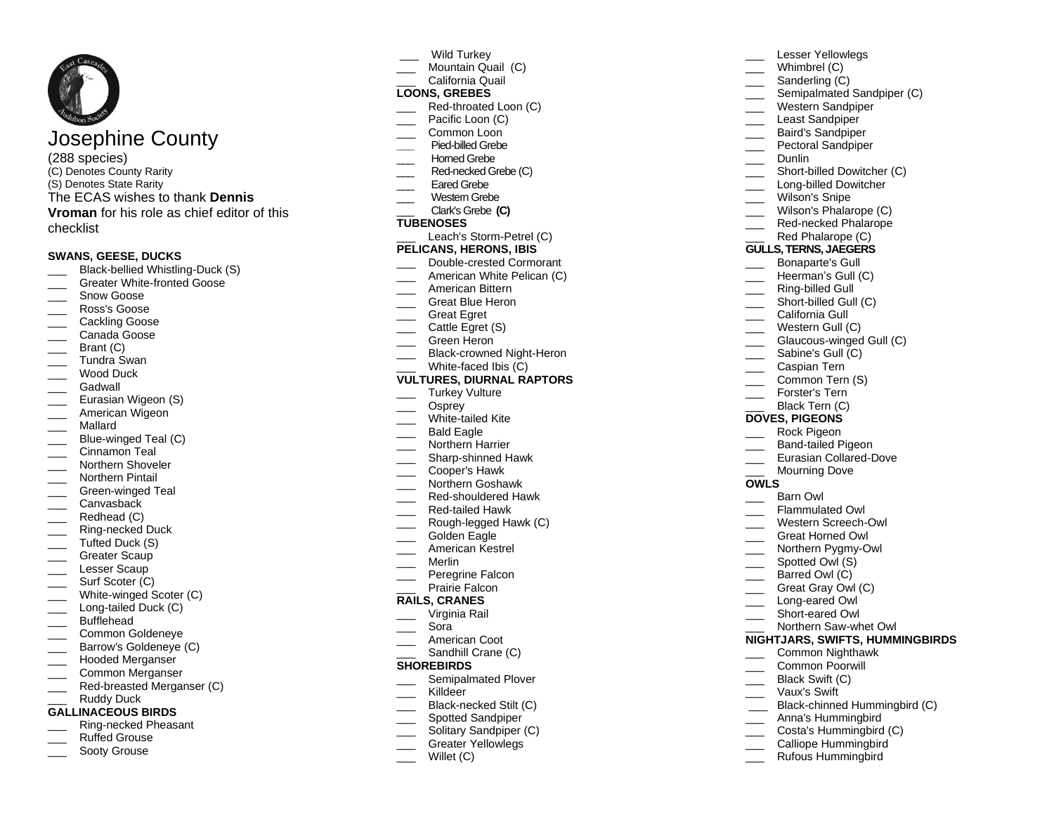# Josephine County

(288 species)
(C) Denotes County Rarity
(S) Denotes State Rarity
The ECAS wishes to thank **Dennis Vroman** for his role as chief editor of this checklist

**SWANS, GEESE, DUCKS**

- ___ Black-bellied Whistling-Duck (S)
- ___ Greater White-fronted Goose
- ___ Snow Goose
- ___ Ross's Goose
- ___ Cackling Goose
- ___ Canada Goose
- ___ Brant (C)
- ___ Tundra Swan
- ___ Wood Duck
- ___ Gadwall
- ___ Eurasian Wigeon (S)
- ___ American Wigeon
- ___ Mallard
- ___ Blue-winged Teal (C)
- ___ Cinnamon Teal
- ___ Northern Shoveler
- ___ Northern Pintail
- ___ Green-winged Teal
- ___ Canvasback
- ___ Redhead (C)
- ___ Ring-necked Duck
- ___ Tufted Duck (S)
- ___ Greater Scaup
- ___ Lesser Scaup
- ___ Surf Scoter (C)
- ___ White-winged Scoter (C)
- ___ Long-tailed Duck (C)
- ___ Bufflehead
- ___ Common Goldeneye
- ___ Barrow's Goldeneye (C)
- ___ Hooded Merganser
- ___ Common Merganser
- ___ Red-breasted Merganser (C)
- ___ Ruddy Duck

**GALLINACEOUS BIRDS**

- ___ Ring-necked Pheasant
- ___ Ruffed Grouse
- ___ Sooty Grouse
- ___ Wild Turkey
- ___ Mountain Quail (C)
- ___ California Quail

**LOONS, GREBES**

- ___ Red-throated Loon (C)
- ___ Pacific Loon (C)
- ___ Common Loon
- ___ Pied-billed Grebe
- ___ Horned Grebe
- ___ Red-necked Grebe (C)
- ___ Eared Grebe
- ___ Western Grebe
- ___ Clark's Grebe **(C)**

**TUBENOSES**

- ___ Leach's Storm-Petrel (C)

**PELICANS, HERONS, IBIS**

- ___ Double-crested Cormorant
- ___ American White Pelican (C)
- ___ American Bittern
- ___ Great Blue Heron
- ___ Great Egret
- ___ Cattle Egret (S)
- ___ Green Heron
- ___ Black-crowned Night-Heron
- ___ White-faced Ibis (C)

**VULTURES, DIURNAL RAPTORS**

- ___ Turkey Vulture
- ___ Osprey
- ___ White-tailed Kite
- ___ Bald Eagle
- ___ Northern Harrier
- ___ Sharp-shinned Hawk
- ___ Cooper's Hawk
- ___ Northern Goshawk
- ___ Red-shouldered Hawk
- ___ Red-tailed Hawk
- ___ Rough-legged Hawk (C)
- ___ Golden Eagle
- ___ American Kestrel
- ___ Merlin
- ___ Peregrine Falcon
- ___ Prairie Falcon

**RAILS, CRANES**

- ___ Virginia Rail
- ___ Sora
- ___ American Coot
- ___ Sandhill Crane (C)

**SHOREBIRDS**

- ___ Semipalmated Plover
- ___ Killdeer
- ___ Black-necked Stilt (C)
- ___ Spotted Sandpiper
- ___ Solitary Sandpiper (C)
- ___ Greater Yellowlegs
- ___ Willet (C)
- ___ Lesser Yellowlegs
- ___ Whimbrel (C)
- ___ Sanderling (C)
- ___ Semipalmated Sandpiper (C)
- ___ Western Sandpiper
- ___ Least Sandpiper
- ___ Baird's Sandpiper
- ___ Pectoral Sandpiper
- ___ Dunlin
- ___ Short-billed Dowitcher (C)
- ___ Long-billed Dowitcher
- ___ Wilson's Snipe
- ___ Wilson's Phalarope (C)
- ___ Red-necked Phalarope
- ___ Red Phalarope (C)

**GULLS, TERNS, JAEGERS**

- ___ Bonaparte's Gull
- ___ Heerman's Gull (C)
- ___ Ring-billed Gull
- ___ Short-billed Gull (C)
- ___ California Gull
- ___ Western Gull (C)
- ___ Glaucous-winged Gull (C)
- ___ Sabine's Gull (C)
- ___ Caspian Tern
- ___ Common Tern (S)
- ___ Forster's Tern
- ___ Black Tern (C)

**DOVES, PIGEONS**

- ___ Rock Pigeon
- ___ Band-tailed Pigeon
- ___ Eurasian Collared-Dove
- ___ Mourning Dove

**OWLS**

- ___ Barn Owl
- ___ Flammulated Owl
- ___ Western Screech-Owl
- ___ Great Horned Owl
- ___ Northern Pygmy-Owl
- ___ Spotted Owl (S)
- ___ Barred Owl (C)
- ___ Great Gray Owl (C)
- ___ Long-eared Owl
- ___ Short-eared Owl
- ___ Northern Saw-whet Owl

**NIGHTJARS, SWIFTS, HUMMINGBIRDS**

- ___ Common Nighthawk
- ___ Common Poorwill
- ___ Black Swift (C)
- ___ Vaux's Swift
- ___ Black-chinned Hummingbird (C)
- ___ Anna's Hummingbird
- ___ Costa's Hummingbird (C)
- ___ Calliope Hummingbird
- ___ Rufous Hummingbird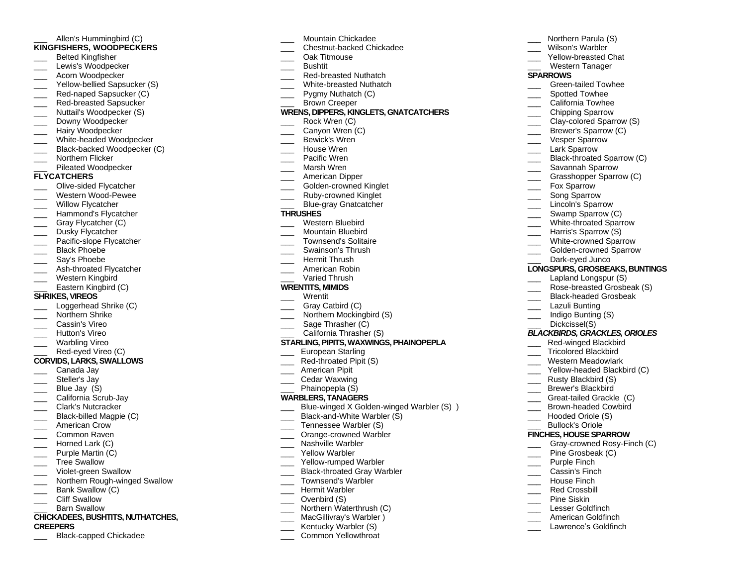___ Allen's Hummingbird (C)

**KINGFISHERS, WOODPECKERS**

___ Belted Kingfisher
___ Lewis's Woodpecker
___ Acorn Woodpecker
___ Yellow-bellied Sapsucker (S)
___ Red-naped Sapsucker (C)
___ Red-breasted Sapsucker
___ Nuttail's Woodpecker (S)
___ Downy Woodpecker
___ Hairy Woodpecker
___ White-headed Woodpecker
___ Black-backed Woodpecker (C)
___ Northern Flicker
___ Pileated Woodpecker

**FLYCATCHERS**

___ Olive-sided Flycatcher
___ Western Wood-Pewee
___ Willow Flycatcher
___ Hammond's Flycatcher
___ Gray Flycatcher (C)
___ Dusky Flycatcher
___ Pacific-slope Flycatcher
___ Black Phoebe
___ Say's Phoebe
___ Ash-throated Flycatcher
___ Western Kingbird
___ Eastern Kingbird (C)

**SHRIKES, VIREOS**

___ Loggerhead Shrike (C)
___ Northern Shrike
___ Cassin's Vireo
___ Hutton's Vireo
___ Warbling Vireo
___ Red-eyed Vireo (C)

**CORVIDS, LARKS, SWALLOWS**

___ Canada Jay
___ Steller's Jay
___ Blue Jay (S)
___ California Scrub-Jay
___ Clark's Nutcracker
___ Black-billed Magpie (C)
___ American Crow
___ Common Raven
___ Horned Lark (C)
___ Purple Martin (C)
___ Tree Swallow
___ Violet-green Swallow
___ Northern Rough-winged Swallow
___ Bank Swallow (C)
___ Cliff Swallow
___ Barn Swallow

**CHICKADEES, BUSHTITS, NUTHATCHES, CREEPERS**

___ Black-capped Chickadee
___ Mountain Chickadee
___ Chestnut-backed Chickadee
___ Oak Titmouse
___ Bushtit
___ Red-breasted Nuthatch
___ White-breasted Nuthatch
___ Pygmy Nuthatch (C)
___ Brown Creeper

**WRENS, DIPPERS, KINGLETS, GNATCATCHERS**

___ Rock Wren (C)
___ Canyon Wren (C)
___ Bewick's Wren
___ House Wren
___ Pacific Wren
___ Marsh Wren
___ American Dipper
___ Golden-crowned Kinglet
___ Ruby-crowned Kinglet
___ Blue-gray Gnatcatcher

**THRUSHES**

___ Western Bluebird
___ Mountain Bluebird
___ Townsend's Solitaire
___ Swainson's Thrush
___ Hermit Thrush
___ American Robin
___ Varied Thrush

**WRENTITS, MIMIDS**

___ Wrentit
___ Gray Catbird (C)
___ Northern Mockingbird (S)
___ Sage Thrasher (C)
___ California Thrasher (S)

**STARLING, PIPITS, WAXWINGS, PHAINOPEPLA**

___ European Starling
___ Red-throated Pipit (S)
___ American Pipit
___ Cedar Waxwing
___ Phainopepla (S)

**WARBLERS, TANAGERS**

___ Blue-winged X Golden-winged Warbler (S) )
___ Black-and-White Warbler (S)
___ Tennessee Warbler (S)
___ Orange-crowned Warbler
___ Nashville Warbler
___ Yellow Warbler
___ Yellow-rumped Warbler
___ Black-throated Gray Warbler
___ Townsend's Warbler
___ Hermit Warbler
___ Ovenbird (S)
___ Northern Waterthrush (C)
___ MacGillivray's Warbler )
___ Kentucky Warbler (S)
___ Common Yellowthroat
___ Northern Parula (S)
___ Wilson's Warbler
___ Yellow-breasted Chat
___ Western Tanager

**SPARROWS**

___ Green-tailed Towhee
___ Spotted Towhee
___ California Towhee
___ Chipping Sparrow
___ Clay-colored Sparrow (S)
___ Brewer's Sparrow (C)
___ Vesper Sparrow
___ Lark Sparrow
___ Black-throated Sparrow (C)
___ Savannah Sparrow
___ Grasshopper Sparrow (C)
___ Fox Sparrow
___ Song Sparrow
___ Lincoln's Sparrow
___ Swamp Sparrow (C)
___ White-throated Sparrow
___ Harris's Sparrow (S)
___ White-crowned Sparrow
___ Golden-crowned Sparrow
___ Dark-eyed Junco

**LONGSPURS, GROSBEAKS, BUNTINGS**

___ Lapland Longspur (S)
___ Rose-breasted Grosbeak (S)
___ Black-headed Grosbeak
___ Lazuli Bunting
___ Indigo Bunting (S)
___ Dickcissel(S)

***BLACKBIRDS, GRACKLES, ORIOLES***

___ Red-winged Blackbird
___ Tricolored Blackbird
___ Western Meadowlark
___ Yellow-headed Blackbird (C)
___ Rusty Blackbird (S)
___ Brewer's Blackbird
___ Great-tailed Grackle (C)
___ Brown-headed Cowbird
___ Hooded Oriole (S)
___ Bullock's Oriole

**FINCHES, HOUSE SPARROW**

___ Gray-crowned Rosy-Finch (C)
___ Pine Grosbeak (C)
___ Purple Finch
___ Cassin's Finch
___ House Finch
___ Red Crossbill
___ Pine Siskin
___ Lesser Goldfinch
___ American Goldfinch
___ Lawrence's Goldfinch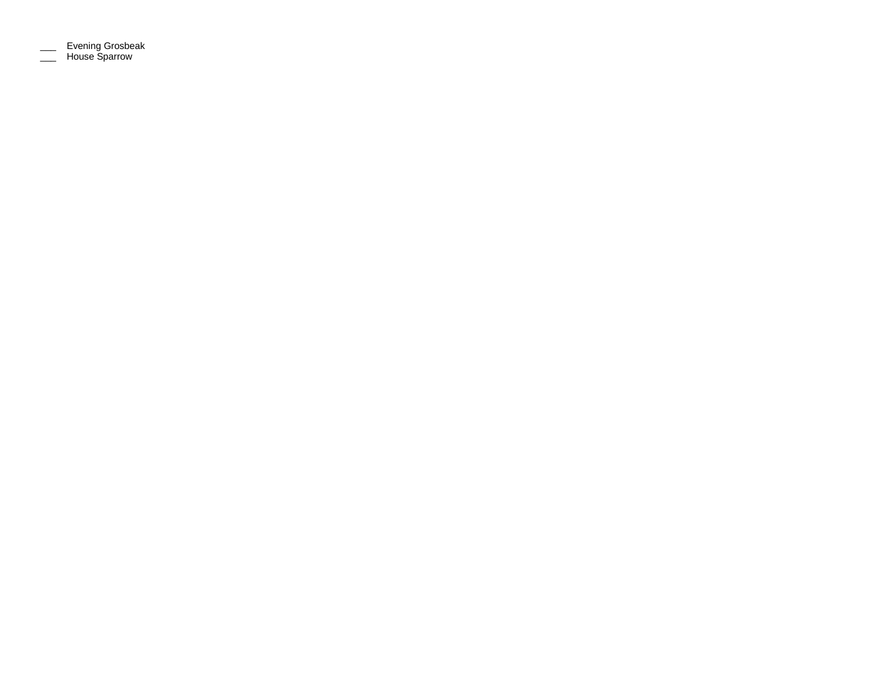___ Evening Grosbeak
___ House Sparrow